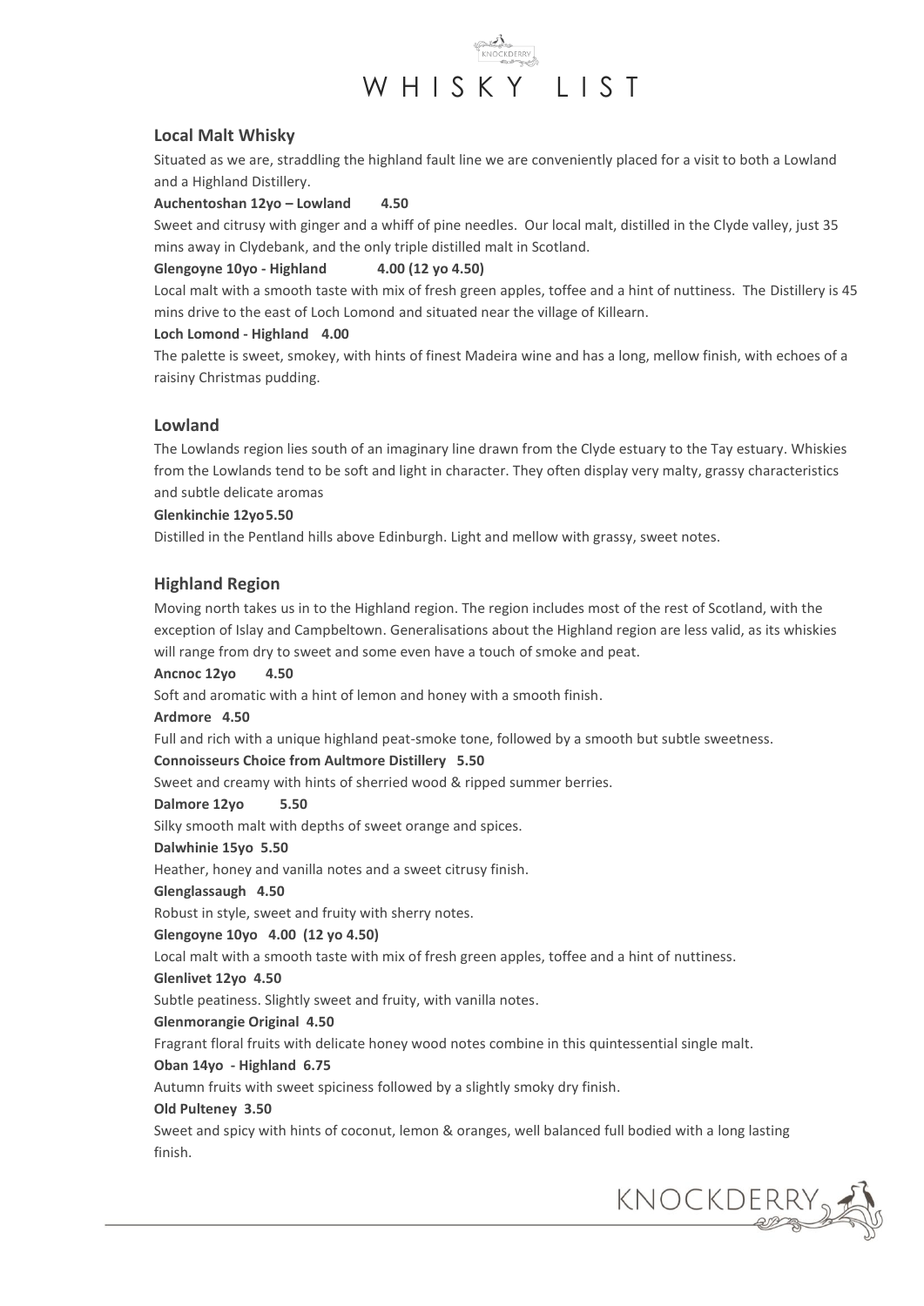# WHISKY LIST

## Local Malt Whisky

Situated as we are, straddling the highland fault line we are conveniently placed for a visit to both a Lowland and a Highland Distillery.

**Auchentoshan 12yo – Lowland 4.50**

Sweet and citrusy with ginger and a whiff of pine needles. Our local malt, distilled in the Clyde valley, just 35 mins away in Clydebank, and the only triple distilled malt in Scotland.

**Glengoyne 10yo - Highland 4.00 (12 yo 4.50)**

Local malt with a smooth taste with mix of fresh green apples, toffee and a hint of nuttiness. The Distillery is 45 mins drive to the east of Loch Lomond and situated near the village of Killearn.

**Loch Lomond - Highland 4.00**

The palette is sweet, smokey, with hints of finest Madeira wine and has a long, mellow finish, with echoes of a raisiny Christmas pudding.

## Lowland

The Lowlands region lies south of an imaginary line drawn from the Clyde estuary to the Tay estuary. Whiskies from the Lowlands tend to be soft and light in character. They often display very malty, grassy characteristics and subtle delicate aromas

**Glenkinchie 12yo5.50**

Distilled in the Pentland hills above Edinburgh. Light and mellow with grassy, sweet notes.

## Highland Region

Moving north takes us in to the Highland region. The region includes most of the rest of Scotland, with the exception of Islay and Campbeltown. Generalisations about the Highland region are less valid, as its whiskies will range from dry to sweet and some even have a touch of smoke and peat.

**Ancnoc 12yo 4.50**

Soft and aromatic with a hint of lemon and honey with a smooth finish.

**Ardmore 4.50**

Full and rich with a unique highland peat-smoke tone, followed by a smooth but subtle sweetness.

**Connoisseurs Choice from Aultmore Distillery 5.50**

Sweet and creamy with hints of sherried wood & ripped summer berries.

**Dalmore 12yo 5.50**

Silky smooth malt with depths of sweet orange and spices.

**Dalwhinie 15yo 5.50**

Heather, honey and vanilla notes and a sweet citrusy finish.

**Glenglassaugh 4.50**

Robust in style, sweet and fruity with sherry notes.

**Glengoyne 10yo 4.00 (12 yo 4.50)**

Local malt with a smooth taste with mix of fresh green apples, toffee and a hint of nuttiness.

**Glenlivet 12yo 4.50**

Subtle peatiness. Slightly sweet and fruity, with vanilla notes.

**Glenmorangie Original 4.50**

Fragrant floral fruits with delicate honey wood notes combine in this quintessential single malt.

**Oban 14yo - Highland 6.75**

Autumn fruits with sweet spiciness followed by a slightly smoky dry finish.

**Old Pulteney 3.50**

Sweet and spicy with hints of coconut, lemon & oranges, well balanced full bodied with a long lasting finish.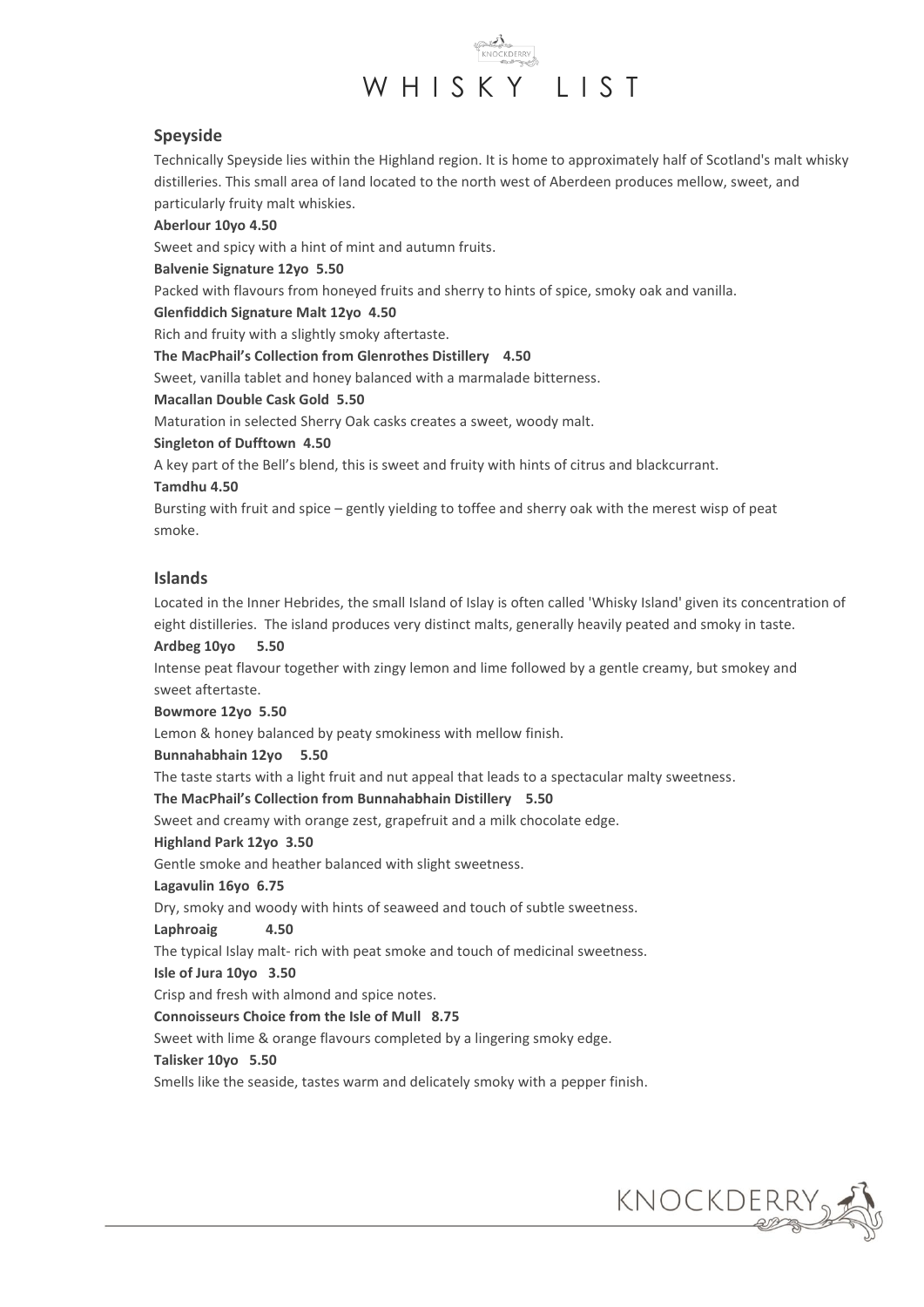# WHISKY LIST

## Speyside

Technically Speyside lies within the Highland region. It is home to approximately half of Scotland's malt whisky distilleries. This small area of land located to the north west of Aberdeen produces mellow, sweet, and particularly fruity malt whiskies.

**Aberlour 10yo 4.50**

Sweet and spicy with a hint of mint and autumn fruits.

**Balvenie Signature 12yo 5.50**

Packed with flavours from honeyed fruits and sherry to hints of spice, smoky oak and vanilla.

**Glenfiddich Signature Malt 12yo 4.50**

Rich and fruity with a slightly smoky aftertaste.

**The MacPhail's Collection from Glenrothes Distillery 4.50**

Sweet, vanilla tablet and honey balanced with a marmalade bitterness.

**Macallan Double Cask Gold 5.50**

Maturation in selected Sherry Oak casks creates a sweet, woody malt.

**Singleton of Dufftown 4.50**

A key part of the Bell's blend, this is sweet and fruity with hints of citrus and blackcurrant.

**Tamdhu 4.50**

Bursting with fruit and spice – gently yielding to toffee and sherry oak with the merest wisp of peat smoke.

## Islands

Located in the Inner Hebrides, the small Island of Islay is often called 'Whisky Island' given its concentration of eight distilleries. The island produces very distinct malts, generally heavily peated and smoky in taste.

**Ardbeg 10yo 5.50**

Intense peat flavour together with zingy lemon and lime followed by a gentle creamy, but smokey and sweet aftertaste.

**Bowmore 12yo 5.50**

Lemon & honey balanced by peaty smokiness with mellow finish.

**Bunnahabhain 12yo 5.50**

The taste starts with a light fruit and nut appeal that leads to a spectacular malty sweetness.

**The MacPhail's Collection from Bunnahabhain Distillery 5.50**

Sweet and creamy with orange zest, grapefruit and a milk chocolate edge.

**Highland Park 12yo 3.50**

Gentle smoke and heather balanced with slight sweetness.

**Lagavulin 16yo 6.75**

Dry, smoky and woody with hints of seaweed and touch of subtle sweetness.

**Laphroaig 4.50**

The typical Islay malt- rich with peat smoke and touch of medicinal sweetness.

**Isle of Jura 10yo 3.50**

Crisp and fresh with almond and spice notes.

**Connoisseurs Choice from the Isle of Mull 8.75**

Sweet with lime & orange flavours completed by a lingering smoky edge.

**Talisker 10yo 5.50**

Smells like the seaside, tastes warm and delicately smoky with a pepper finish.